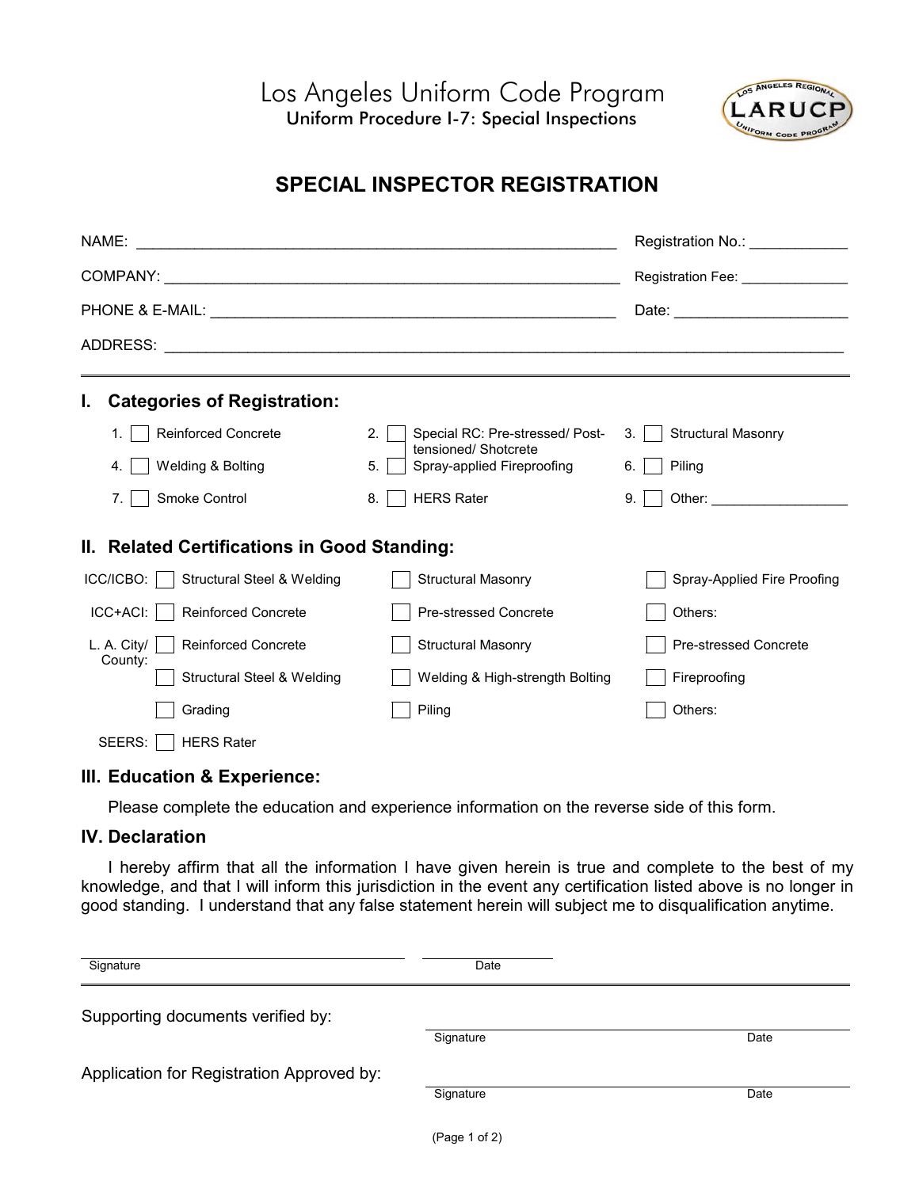# Los Angeles Uniform Code Program

Uniform Procedure I-7: Special Inspections

## SPECIAL INSPECTOR REGISTRATION

NAME: ______________________________ Registration No.: ____________

COMPANY: ______________________________ Registration Fee: ______________

PHONE & E-MAIL: ______________________________ Date: ____________________

ADDRESS: ____________________________________________________________

---

### I. Categories of Registration:

| | | |
|---|---|---|
| 1. ☐ Reinforced Concrete | 2. ☐ Special RC: Pre-stressed/ Post-tensioned/ Shotcrete | 3. ☐ Structural Masonry |
| 4. ☐ Welding & Bolting | 5. ☐ Spray-applied Fireproofing | 6. ☐ Piling |
| 7. ☐ Smoke Control | 8. ☐ HERS Rater | 9. ☐ Other: _________________ |

### II. Related Certifications in Good Standing:

| | | | |
|---|---|---|---|
| ICC/ICBO: | ☐ Structural Steel & Welding | ☐ Structural Masonry | ☐ Spray-Applied Fire Proofing |
| ICC+ACI: | ☐ Reinforced Concrete | ☐ Pre-stressed Concrete | ☐ Others: |
| L. A. City/ County: | ☐ Reinforced Concrete | ☐ Structural Masonry | ☐ Pre-stressed Concrete |
| | ☐ Structural Steel & Welding | ☐ Welding & High-strength Bolting | ☐ Fireproofing |
| | ☐ Grading | ☐ Piling | ☐ Others: |
| SEERS: | ☐ HERS Rater | | |

### III. Education & Experience:

Please complete the education and experience information on the reverse side of this form.

### IV. Declaration

I hereby affirm that all the information I have given herein is true and complete to the best of my knowledge, and that I will inform this jurisdiction in the event any certification listed above is no longer in good standing. I understand that any false statement herein will subject me to disqualification anytime.

______________________________ ____________
Signature Date

---

Supporting documents verified by: ______________________________
Signature Date

Application for Registration Approved by: ______________________________
Signature Date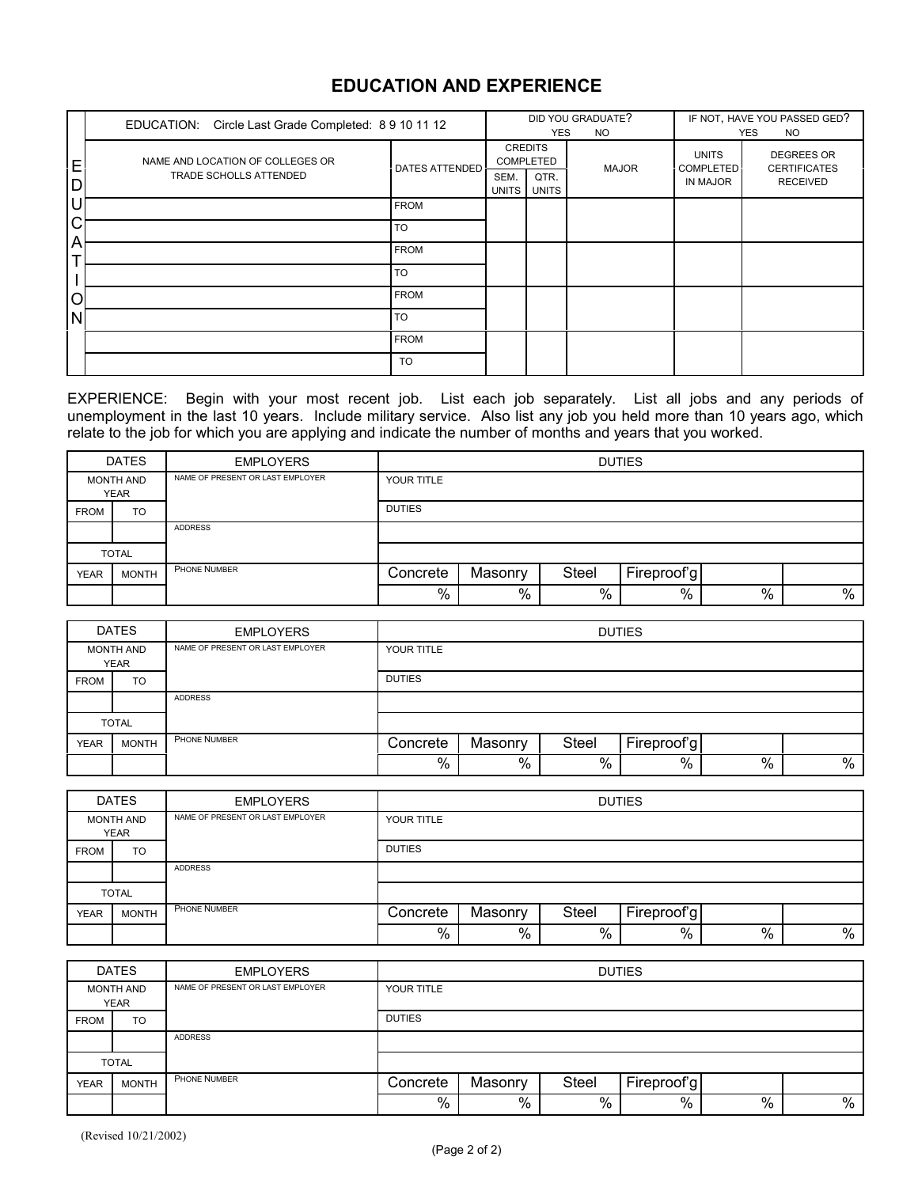# EDUCATION AND EXPERIENCE

| | EDUCATION: Circle Last Grade Completed: 8 9 10 11 12 | | DID YOU GRADUATE? YES NO | | | IF NOT, HAVE YOU PASSED GED? YES NO | |
|---|---|---|---|---|---|---|---|
| EDUCATION | NAME AND LOCATION OF COLLEGES OR TRADE SCHOLLS ATTENDED | DATES ATTENDED | CREDITS COMPLETED SEM. UNITS | QTR. UNITS | MAJOR | UNITS COMPLETED IN MAJOR | DEGREES OR CERTIFICATES RECEIVED |
| | | FROM | | | | | |
| | | TO | | | | | |
| | | FROM | | | | | |
| | | TO | | | | | |
| | | FROM | | | | | |
| | | TO | | | | | |
| | | FROM | | | | | |
| | | TO | | | | | |

EXPERIENCE: Begin with your most recent job. List each job separately. List all jobs and any periods of unemployment in the last 10 years. Include military service. Also list any job you held more than 10 years ago, which relate to the job for which you are applying and indicate the number of months and years that you worked.

| DATES | | EMPLOYERS | DUTIES | | | | | |
|---|---|---|---|---|---|---|---|---|
| MONTH AND YEAR | | NAME OF PRESENT OR LAST EMPLOYER | YOUR TITLE | | | | | |
| FROM | TO | | DUTIES | | | | | |
| | | ADDRESS | | | | | | |
| TOTAL | | | | | | | | |
| YEAR | MONTH | PHONE NUMBER | Concrete | Masonry | Steel | Fireproof'g | | |
| | | | % | % | % | % | % | % |

| DATES | | EMPLOYERS | DUTIES | | | | | |
|---|---|---|---|---|---|---|---|---|
| MONTH AND YEAR | | NAME OF PRESENT OR LAST EMPLOYER | YOUR TITLE | | | | | |
| FROM | TO | | DUTIES | | | | | |
| | | ADDRESS | | | | | | |
| TOTAL | | | | | | | | |
| YEAR | MONTH | PHONE NUMBER | Concrete | Masonry | Steel | Fireproof'g | | |
| | | | % | % | % | % | % | % |

| DATES | | EMPLOYERS | DUTIES | | | | | |
|---|---|---|---|---|---|---|---|---|
| MONTH AND YEAR | | NAME OF PRESENT OR LAST EMPLOYER | YOUR TITLE | | | | | |
| FROM | TO | | DUTIES | | | | | |
| | | ADDRESS | | | | | | |
| TOTAL | | | | | | | | |
| YEAR | MONTH | PHONE NUMBER | Concrete | Masonry | Steel | Fireproof'g | | |
| | | | % | % | % | % | % | % |

| DATES | | EMPLOYERS | DUTIES | | | | | |
|---|---|---|---|---|---|---|---|---|
| MONTH AND YEAR | | NAME OF PRESENT OR LAST EMPLOYER | YOUR TITLE | | | | | |
| FROM | TO | | DUTIES | | | | | |
| | | ADDRESS | | | | | | |
| TOTAL | | | | | | | | |
| YEAR | MONTH | PHONE NUMBER | Concrete | Masonry | Steel | Fireproof'g | | |
| | | | % | % | % | % | % | % |

(Revised 10/21/2002)